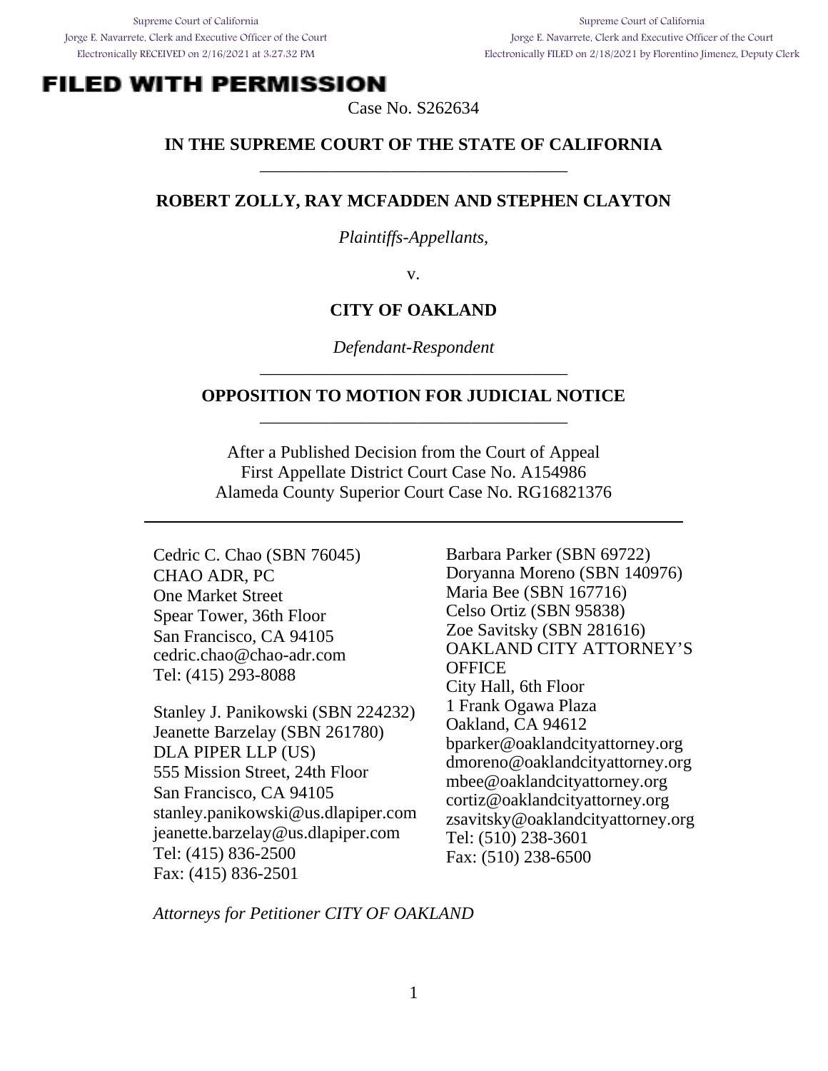Supreme Court of California
Jorge E. Navarrete, Clerk and Executive Officer of the Court
Electronically RECEIVED on 2/16/2021 at 3:27:32 PM

Supreme Court of California
Jorge E. Navarrete, Clerk and Executive Officer of the Court
Electronically FILED on 2/18/2021 by Florentino Jimenez, Deputy Clerk

**FILED WITH PERMISSION**

Case No. S262634

**IN THE SUPREME COURT OF THE STATE OF CALIFORNIA**

---

**ROBERT ZOLLY, RAY MCFADDEN AND STEPHEN CLAYTON**

*Plaintiffs-Appellants,*

v.

**CITY OF OAKLAND**

*Defendant-Respondent*

---

**OPPOSITION TO MOTION FOR JUDICIAL NOTICE**

---

After a Published Decision from the Court of Appeal
First Appellate District Court Case No. A154986
Alameda County Superior Court Case No. RG16821376

---

Cedric C. Chao (SBN 76045)
CHAO ADR, PC
One Market Street
Spear Tower, 36th Floor
San Francisco, CA 94105
cedric.chao@chao-adr.com
Tel: (415) 293-8088

Stanley J. Panikowski (SBN 224232)
Jeanette Barzelay (SBN 261780)
DLA PIPER LLP (US)
555 Mission Street, 24th Floor
San Francisco, CA 94105
stanley.panikowski@us.dlapiper.com
jeanette.barzelay@us.dlapiper.com
Tel: (415) 836-2500
Fax: (415) 836-2501

Barbara Parker (SBN 69722)
Doryanna Moreno (SBN 140976)
Maria Bee (SBN 167716)
Celso Ortiz (SBN 95838)
Zoe Savitsky (SBN 281616)
OAKLAND CITY ATTORNEY'S OFFICE
City Hall, 6th Floor
1 Frank Ogawa Plaza
Oakland, CA 94612
bparker@oaklandcityattorney.org
dmoreno@oaklandcityattorney.org
mbee@oaklandcityattorney.org
cortiz@oaklandcityattorney.org
zsavitsky@oaklandcityattorney.org
Tel: (510) 238-3601
Fax: (510) 238-6500

*Attorneys for Petitioner CITY OF OAKLAND*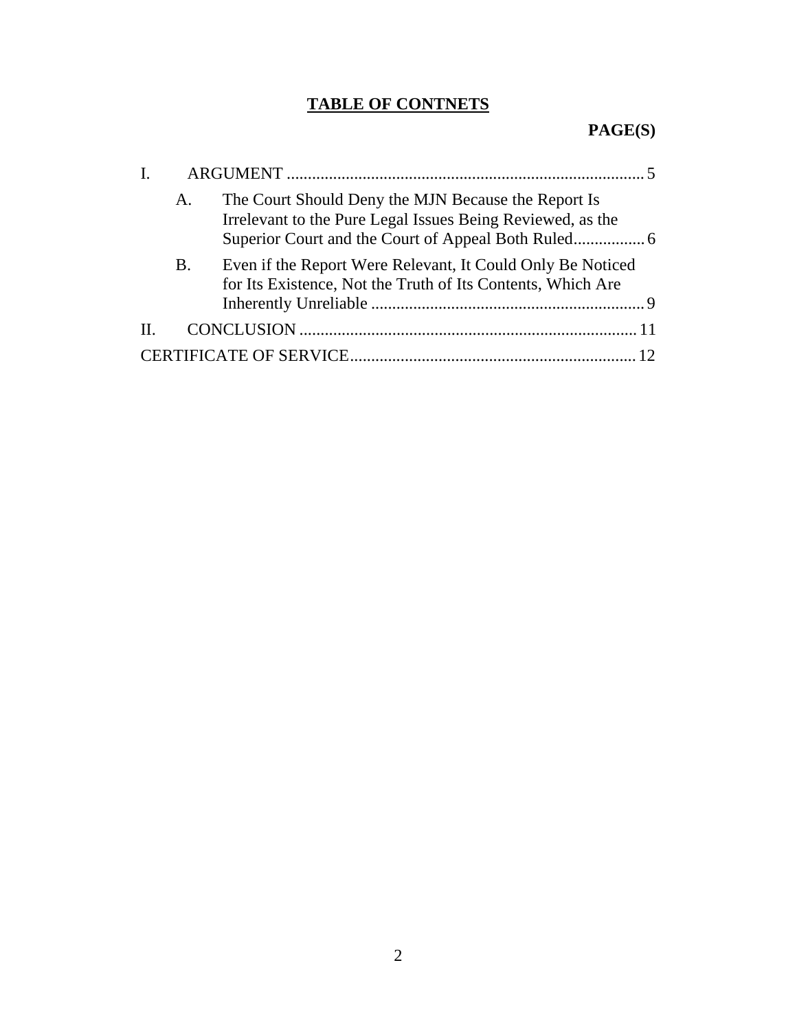# TABLE OF CONTNETS

**PAGE(S)**

| | | |
|---|---|---|
| I. | ARGUMENT | 5 |
| | A. The Court Should Deny the MJN Because the Report Is Irrelevant to the Pure Legal Issues Being Reviewed, as the Superior Court and the Court of Appeal Both Ruled | 6 |
| | B. Even if the Report Were Relevant, It Could Only Be Noticed for Its Existence, Not the Truth of Its Contents, Which Are Inherently Unreliable | 9 |
| II. | CONCLUSION | 11 |
| CERTIFICATE OF SERVICE | | 12 |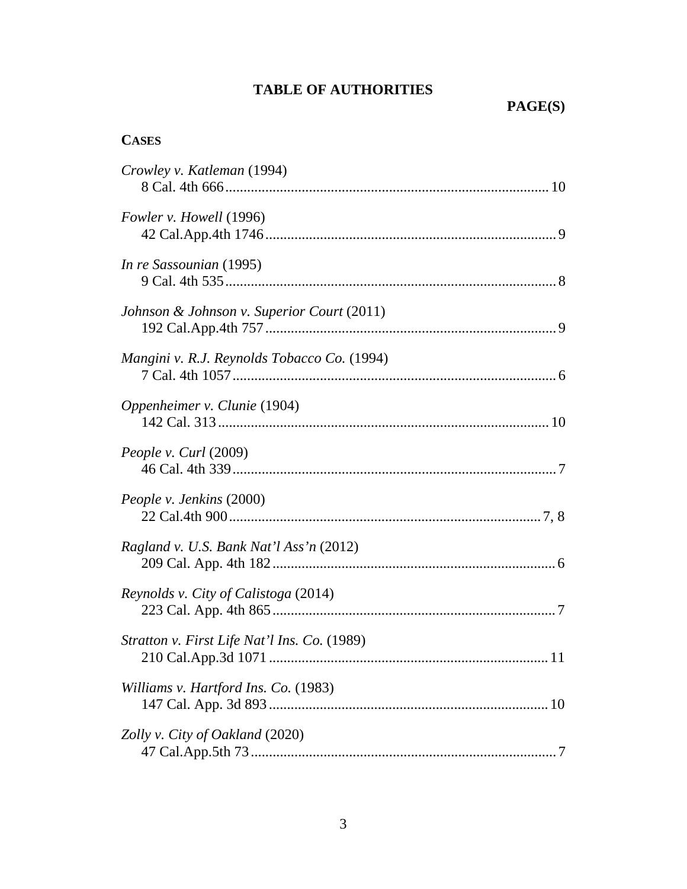# TABLE OF AUTHORITIES

**PAGE(S)**

**CASES**

*Crowley v. Katleman* (1994)
8 Cal. 4th 666 ........................................................................................ 10

*Fowler v. Howell* (1996)
42 Cal.App.4th 1746 ............................................................................... 9

*In re Sassounian* (1995)
9 Cal. 4th 535 .......................................................................................... 8

*Johnson & Johnson v. Superior Court* (2011)
192 Cal.App.4th 757 ................................................................................ 9

*Mangini v. R.J. Reynolds Tobacco Co.* (1994)
7 Cal. 4th 1057 ........................................................................................ 6

*Oppenheimer v. Clunie* (1904)
142 Cal. 313 .......................................................................................... 10

*People v. Curl* (2009)
46 Cal. 4th 339 ........................................................................................ 7

*People v. Jenkins* (2000)
22 Cal.4th 900 ...................................................................................... 7, 8

*Ragland v. U.S. Bank Nat'l Ass'n* (2012)
209 Cal. App. 4th 182 ............................................................................. 6

*Reynolds v. City of Calistoga* (2014)
223 Cal. App. 4th 865 ............................................................................. 7

*Stratton v. First Life Nat'l Ins. Co.* (1989)
210 Cal.App.3d 1071 ............................................................................ 11

*Williams v. Hartford Ins. Co.* (1983)
147 Cal. App. 3d 893 ............................................................................ 10

*Zolly v. City of Oakland* (2020)
47 Cal.App.5th 73 .................................................................................... 7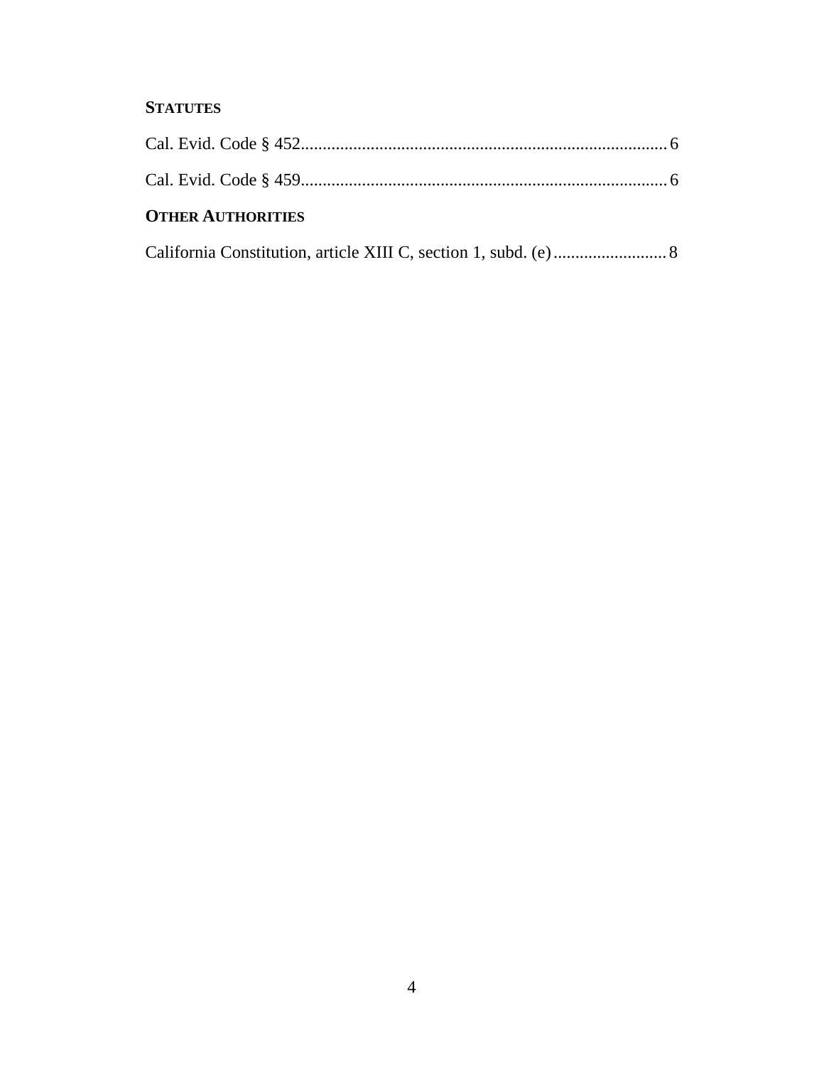**STATUTES**

Cal. Evid. Code § 452 .................................................................................. 6

Cal. Evid. Code § 459 .................................................................................. 6

**OTHER AUTHORITIES**

California Constitution, article XIII C, section 1, subd. (e) ........................ 8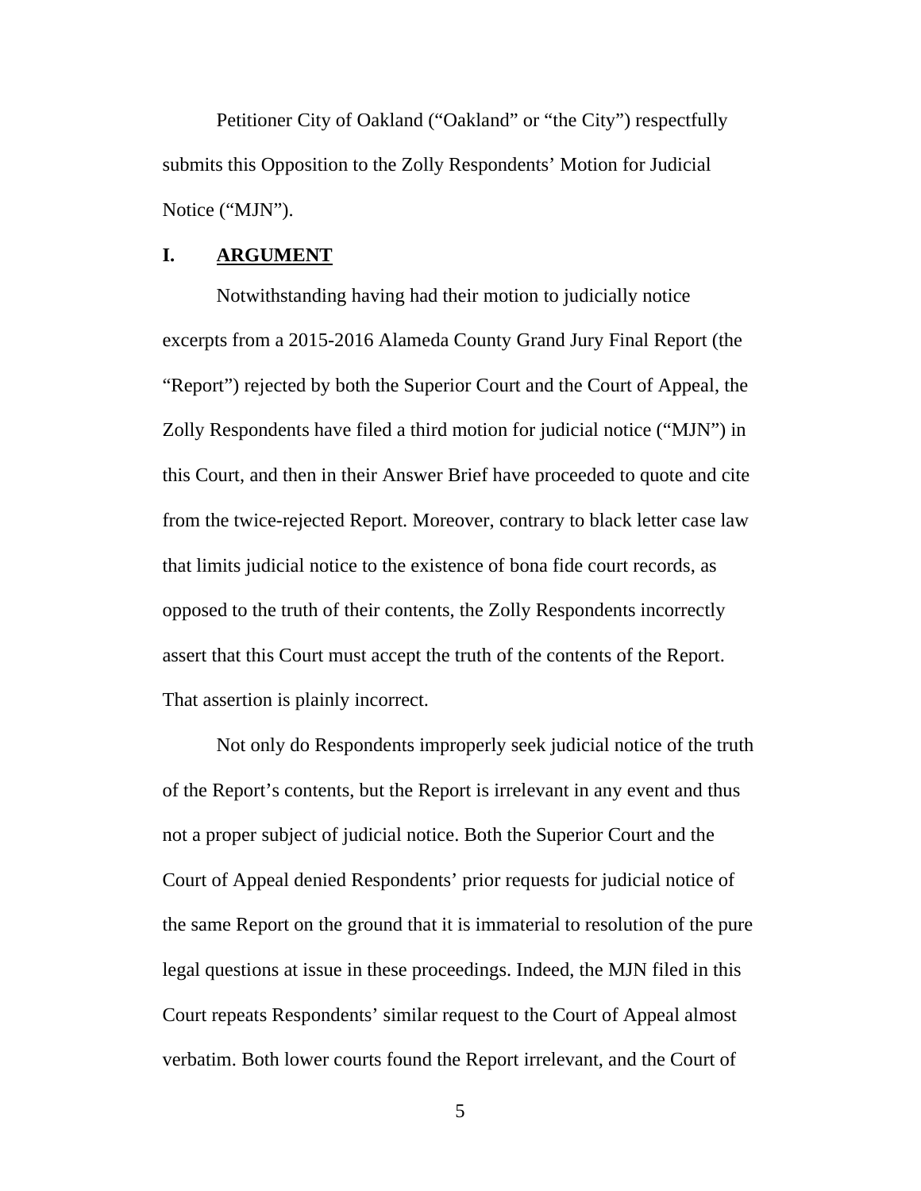Petitioner City of Oakland ("Oakland" or "the City") respectfully submits this Opposition to the Zolly Respondents' Motion for Judicial Notice ("MJN").

## I. ARGUMENT

Notwithstanding having had their motion to judicially notice excerpts from a 2015-2016 Alameda County Grand Jury Final Report (the "Report") rejected by both the Superior Court and the Court of Appeal, the Zolly Respondents have filed a third motion for judicial notice ("MJN") in this Court, and then in their Answer Brief have proceeded to quote and cite from the twice-rejected Report. Moreover, contrary to black letter case law that limits judicial notice to the existence of bona fide court records, as opposed to the truth of their contents, the Zolly Respondents incorrectly assert that this Court must accept the truth of the contents of the Report. That assertion is plainly incorrect.

Not only do Respondents improperly seek judicial notice of the truth of the Report's contents, but the Report is irrelevant in any event and thus not a proper subject of judicial notice. Both the Superior Court and the Court of Appeal denied Respondents' prior requests for judicial notice of the same Report on the ground that it is immaterial to resolution of the pure legal questions at issue in these proceedings. Indeed, the MJN filed in this Court repeats Respondents' similar request to the Court of Appeal almost verbatim. Both lower courts found the Report irrelevant, and the Court of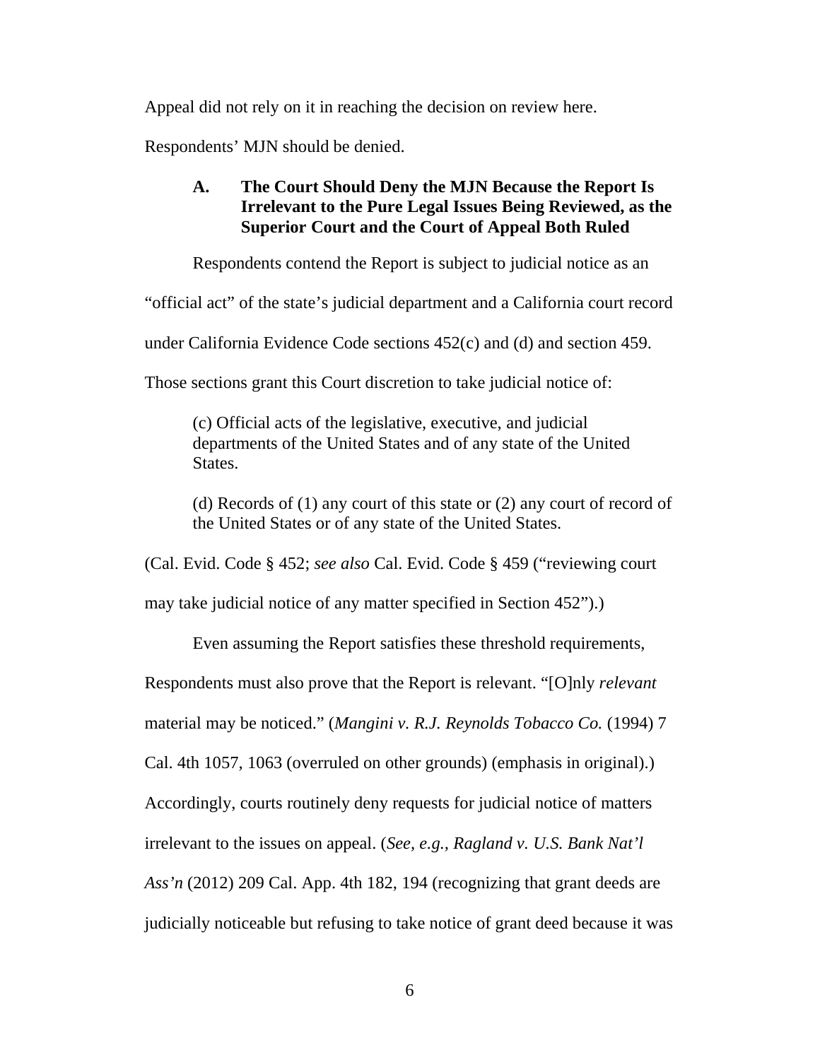Appeal did not rely on it in reaching the decision on review here.

Respondents' MJN should be denied.

### A. The Court Should Deny the MJN Because the Report Is Irrelevant to the Pure Legal Issues Being Reviewed, as the Superior Court and the Court of Appeal Both Ruled

Respondents contend the Report is subject to judicial notice as an "official act" of the state's judicial department and a California court record under California Evidence Code sections 452(c) and (d) and section 459. Those sections grant this Court discretion to take judicial notice of:

> (c) Official acts of the legislative, executive, and judicial departments of the United States and of any state of the United States.
>
> (d) Records of (1) any court of this state or (2) any court of record of the United States or of any state of the United States.

(Cal. Evid. Code § 452; *see also* Cal. Evid. Code § 459 ("reviewing court may take judicial notice of any matter specified in Section 452").)

Even assuming the Report satisfies these threshold requirements, Respondents must also prove that the Report is relevant. "[O]nly *relevant* material may be noticed." (*Mangini v. R.J. Reynolds Tobacco Co.* (1994) 7 Cal. 4th 1057, 1063 (overruled on other grounds) (emphasis in original).) Accordingly, courts routinely deny requests for judicial notice of matters irrelevant to the issues on appeal. (*See, e.g., Ragland v. U.S. Bank Nat'l Ass'n* (2012) 209 Cal. App. 4th 182, 194 (recognizing that grant deeds are judicially noticeable but refusing to take notice of grant deed because it was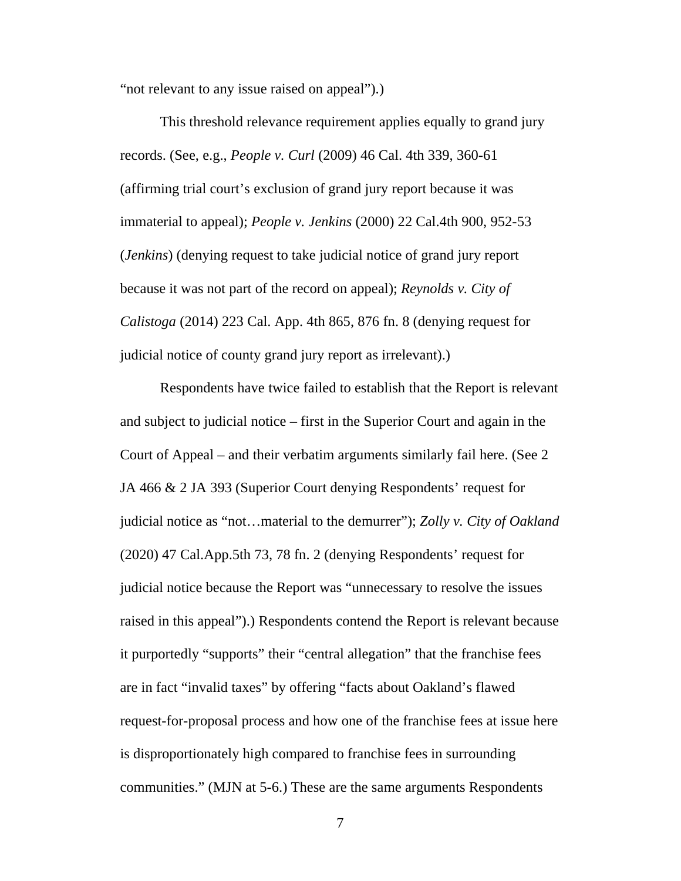"not relevant to any issue raised on appeal").)

This threshold relevance requirement applies equally to grand jury records. (See, e.g., *People v. Curl* (2009) 46 Cal. 4th 339, 360-61 (affirming trial court's exclusion of grand jury report because it was immaterial to appeal); *People v. Jenkins* (2000) 22 Cal.4th 900, 952-53 (*Jenkins*) (denying request to take judicial notice of grand jury report because it was not part of the record on appeal); *Reynolds v. City of Calistoga* (2014) 223 Cal. App. 4th 865, 876 fn. 8 (denying request for judicial notice of county grand jury report as irrelevant).)

Respondents have twice failed to establish that the Report is relevant and subject to judicial notice – first in the Superior Court and again in the Court of Appeal – and their verbatim arguments similarly fail here. (See 2 JA 466 & 2 JA 393 (Superior Court denying Respondents' request for judicial notice as "not…material to the demurrer"); *Zolly v. City of Oakland* (2020) 47 Cal.App.5th 73, 78 fn. 2 (denying Respondents' request for judicial notice because the Report was "unnecessary to resolve the issues raised in this appeal").) Respondents contend the Report is relevant because it purportedly "supports" their "central allegation" that the franchise fees are in fact "invalid taxes" by offering "facts about Oakland's flawed request-for-proposal process and how one of the franchise fees at issue here is disproportionately high compared to franchise fees in surrounding communities." (MJN at 5-6.) These are the same arguments Respondents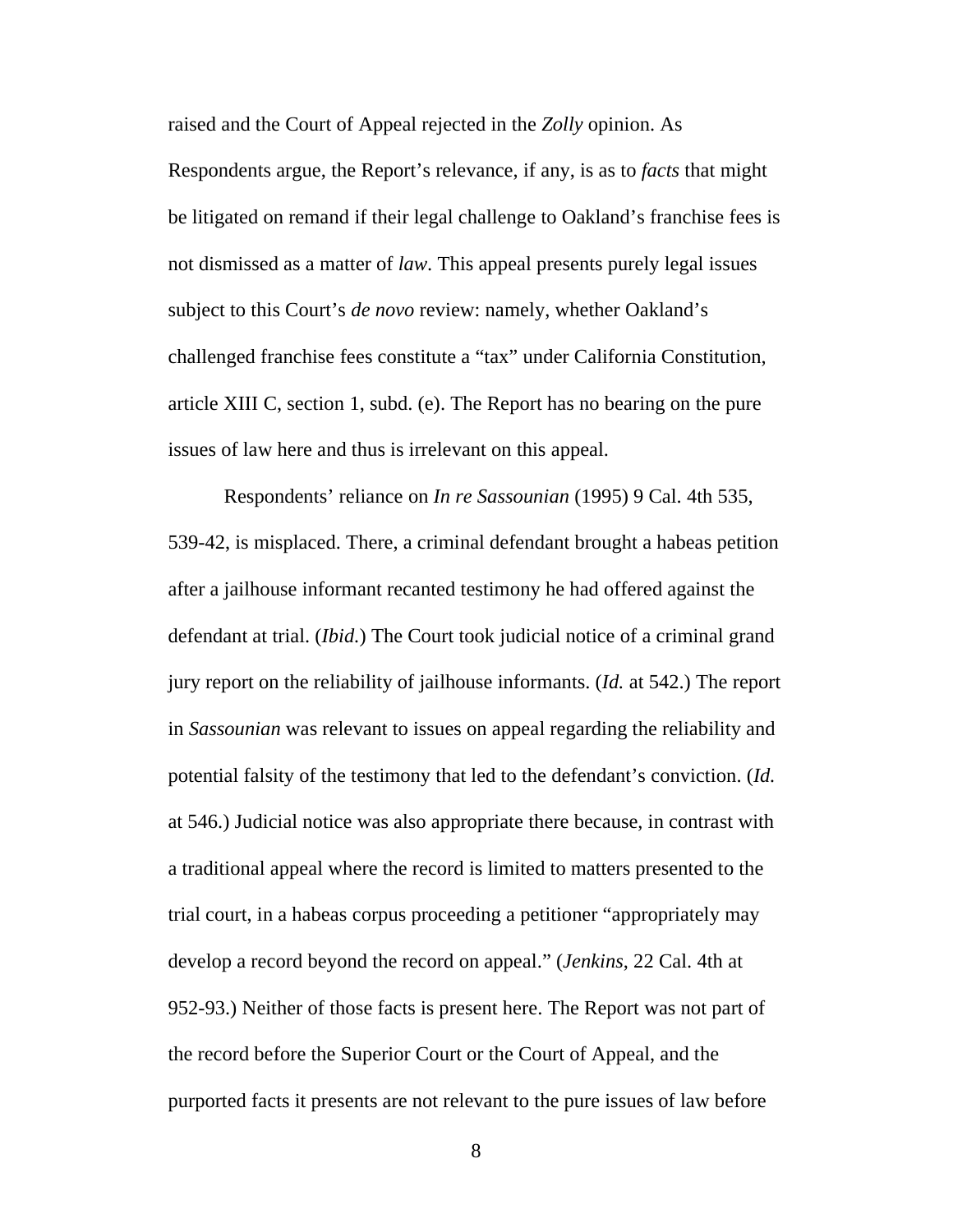raised and the Court of Appeal rejected in the *Zolly* opinion. As Respondents argue, the Report's relevance, if any, is as to *facts* that might be litigated on remand if their legal challenge to Oakland's franchise fees is not dismissed as a matter of *law*. This appeal presents purely legal issues subject to this Court's *de novo* review: namely, whether Oakland's challenged franchise fees constitute a "tax" under California Constitution, article XIII C, section 1, subd. (e). The Report has no bearing on the pure issues of law here and thus is irrelevant on this appeal.

Respondents' reliance on *In re Sassounian* (1995) 9 Cal. 4th 535, 539-42, is misplaced. There, a criminal defendant brought a habeas petition after a jailhouse informant recanted testimony he had offered against the defendant at trial. (*Ibid.*) The Court took judicial notice of a criminal grand jury report on the reliability of jailhouse informants. (*Id.* at 542.) The report in *Sassounian* was relevant to issues on appeal regarding the reliability and potential falsity of the testimony that led to the defendant's conviction. (*Id.* at 546.) Judicial notice was also appropriate there because, in contrast with a traditional appeal where the record is limited to matters presented to the trial court, in a habeas corpus proceeding a petitioner "appropriately may develop a record beyond the record on appeal." (*Jenkins*, 22 Cal. 4th at 952-93.) Neither of those facts is present here. The Report was not part of the record before the Superior Court or the Court of Appeal, and the purported facts it presents are not relevant to the pure issues of law before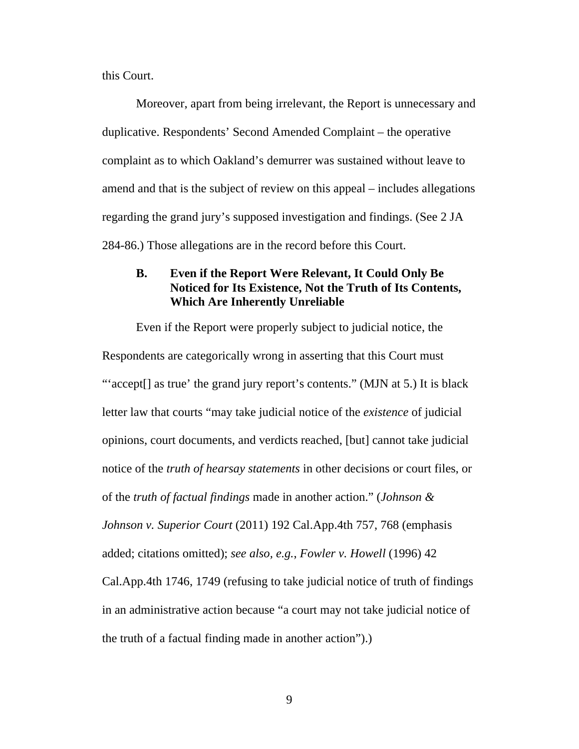this Court.

Moreover, apart from being irrelevant, the Report is unnecessary and duplicative. Respondents' Second Amended Complaint – the operative complaint as to which Oakland's demurrer was sustained without leave to amend and that is the subject of review on this appeal – includes allegations regarding the grand jury's supposed investigation and findings. (See 2 JA 284-86.) Those allegations are in the record before this Court.

### B. Even if the Report Were Relevant, It Could Only Be Noticed for Its Existence, Not the Truth of Its Contents, Which Are Inherently Unreliable

Even if the Report were properly subject to judicial notice, the Respondents are categorically wrong in asserting that this Court must "'accept[] as true' the grand jury report's contents." (MJN at 5.) It is black letter law that courts "may take judicial notice of the *existence* of judicial opinions, court documents, and verdicts reached, [but] cannot take judicial notice of the *truth of hearsay statements* in other decisions or court files, or of the *truth of factual findings* made in another action." (*Johnson & Johnson v. Superior Court* (2011) 192 Cal.App.4th 757, 768 (emphasis added; citations omitted); *see also, e.g., Fowler v. Howell* (1996) 42 Cal.App.4th 1746, 1749 (refusing to take judicial notice of truth of findings in an administrative action because "a court may not take judicial notice of the truth of a factual finding made in another action").)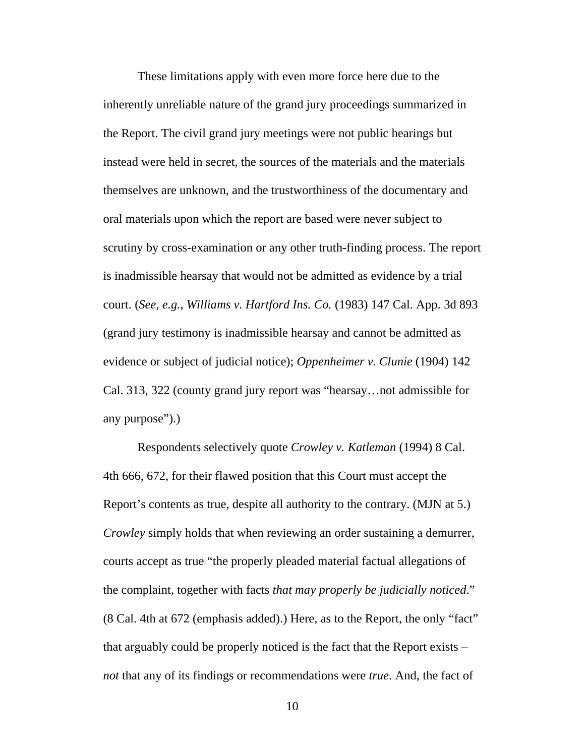These limitations apply with even more force here due to the inherently unreliable nature of the grand jury proceedings summarized in the Report. The civil grand jury meetings were not public hearings but instead were held in secret, the sources of the materials and the materials themselves are unknown, and the trustworthiness of the documentary and oral materials upon which the report are based were never subject to scrutiny by cross-examination or any other truth-finding process. The report is inadmissible hearsay that would not be admitted as evidence by a trial court. (*See, e.g.*, *Williams v. Hartford Ins. Co.* (1983) 147 Cal. App. 3d 893 (grand jury testimony is inadmissible hearsay and cannot be admitted as evidence or subject of judicial notice); *Oppenheimer v. Clunie* (1904) 142 Cal. 313, 322 (county grand jury report was "hearsay…not admissible for any purpose").)

Respondents selectively quote *Crowley v. Katleman* (1994) 8 Cal. 4th 666, 672, for their flawed position that this Court must accept the Report's contents as true, despite all authority to the contrary. (MJN at 5.) *Crowley* simply holds that when reviewing an order sustaining a demurrer, courts accept as true "the properly pleaded material factual allegations of the complaint, together with facts *that may properly be judicially noticed*." (8 Cal. 4th at 672 (emphasis added).) Here, as to the Report, the only "fact" that arguably could be properly noticed is the fact that the Report exists – *not* that any of its findings or recommendations were *true*. And, the fact of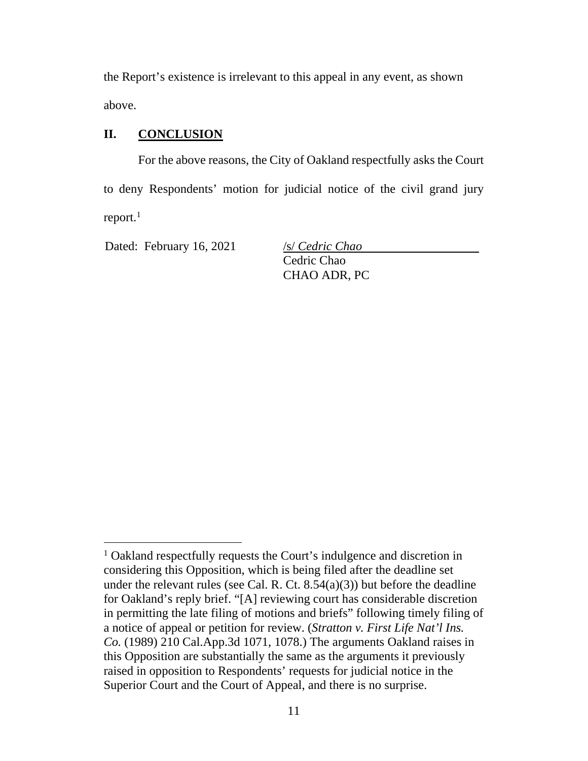the Report's existence is irrelevant to this appeal in any event, as shown above.

## II. <u>CONCLUSION</u>

For the above reasons, the City of Oakland respectfully asks the Court to deny Respondents' motion for judicial notice of the civil grand jury report.[1]

Dated: February 16, 2021

/s/ *Cedric Chao*
Cedric Chao
CHAO ADR, PC

---

[1] Oakland respectfully requests the Court's indulgence and discretion in considering this Opposition, which is being filed after the deadline set under the relevant rules (see Cal. R. Ct. 8.54(a)(3)) but before the deadline for Oakland's reply brief. "[A] reviewing court has considerable discretion in permitting the late filing of motions and briefs" following timely filing of a notice of appeal or petition for review. (*Stratton v. First Life Nat'l Ins. Co.* (1989) 210 Cal.App.3d 1071, 1078.) The arguments Oakland raises in this Opposition are substantially the same as the arguments it previously raised in opposition to Respondents' requests for judicial notice in the Superior Court and the Court of Appeal, and there is no surprise.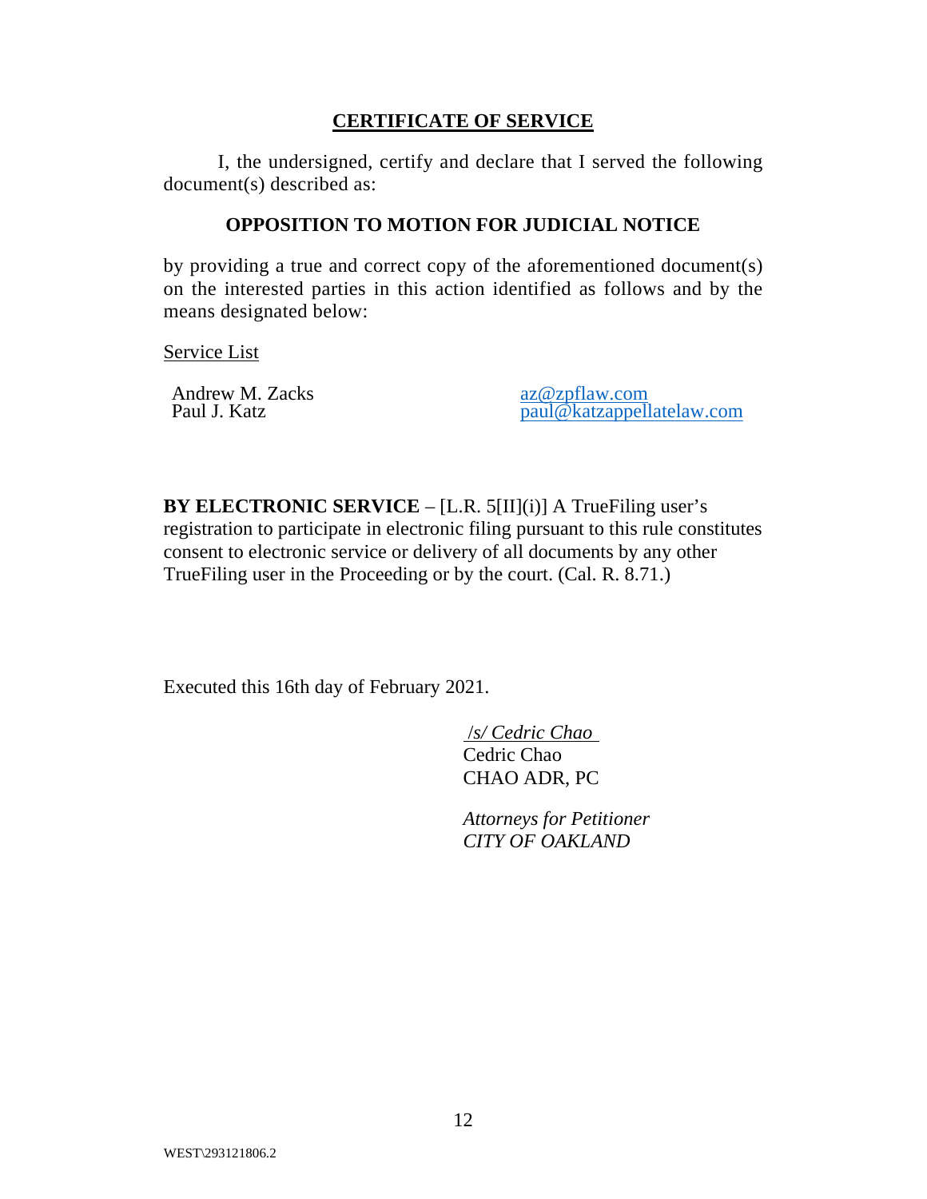## CERTIFICATE OF SERVICE

I, the undersigned, certify and declare that I served the following document(s) described as:

**OPPOSITION TO MOTION FOR JUDICIAL NOTICE**

by providing a true and correct copy of the aforementioned document(s) on the interested parties in this action identified as follows and by the means designated below:

Service List

| | |
|---|---|
| Andrew M. Zacks | az@zpflaw.com |
| Paul J. Katz | paul@katzappellatelaw.com |

**BY ELECTRONIC SERVICE** – [L.R. 5[II](i)] A TrueFiling user's registration to participate in electronic filing pursuant to this rule constitutes consent to electronic service or delivery of all documents by any other TrueFiling user in the Proceeding or by the court. (Cal. R. 8.71.)

Executed this 16th day of February 2021.

/s/ *Cedric Chao*
Cedric Chao
CHAO ADR, PC

*Attorneys for Petitioner*
*CITY OF OAKLAND*

WEST\293121806.2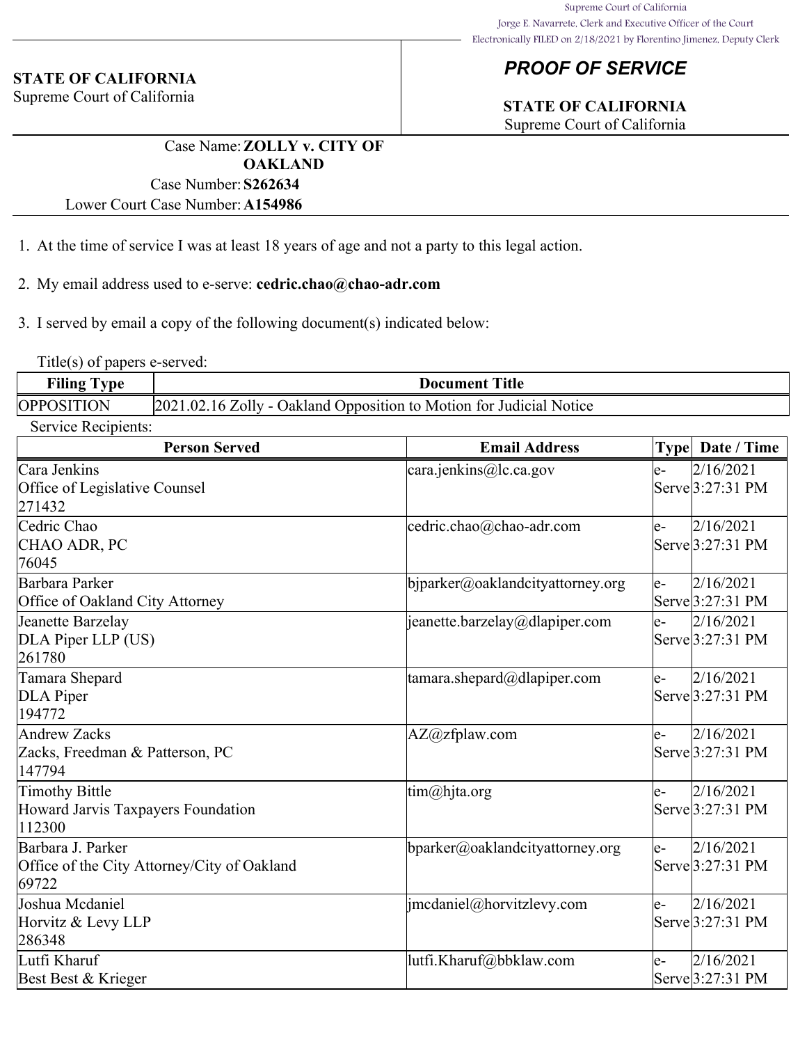Supreme Court of California
Jorge E. Navarrete, Clerk and Executive Officer of the Court
Electronically FILED on 2/18/2021 by Florentino Jimenez, Deputy Clerk

**STATE OF CALIFORNIA**
Supreme Court of California

## *PROOF OF SERVICE*

**STATE OF CALIFORNIA**
Supreme Court of California

Case Name: **ZOLLY v. CITY OF OAKLAND**
Case Number: **S262634**
Lower Court Case Number: **A154986**

1. At the time of service I was at least 18 years of age and not a party to this legal action.

2. My email address used to e-serve: **cedric.chao@chao-adr.com**

3. I served by email a copy of the following document(s) indicated below:

Title(s) of papers e-served:

| Filing Type | Document Title |
|---|---|
| OPPOSITION | 2021.02.16 Zolly - Oakland Opposition to Motion for Judicial Notice |

Service Recipients:

| Person Served | Email Address | Type | Date / Time |
|---|---|---|---|
| Cara Jenkins<br>Office of Legislative Counsel<br>271432 | cara.jenkins@lc.ca.gov | e-Serve | 2/16/2021 3:27:31 PM |
| Cedric Chao<br>CHAO ADR, PC<br>76045 | cedric.chao@chao-adr.com | e-Serve | 2/16/2021 3:27:31 PM |
| Barbara Parker<br>Office of Oakland City Attorney | bjparker@oaklandcityattorney.org | e-Serve | 2/16/2021 3:27:31 PM |
| Jeanette Barzelay<br>DLA Piper LLP (US)<br>261780 | jeanette.barzelay@dlapiper.com | e-Serve | 2/16/2021 3:27:31 PM |
| Tamara Shepard<br>DLA Piper<br>194772 | tamara.shepard@dlapiper.com | e-Serve | 2/16/2021 3:27:31 PM |
| Andrew Zacks<br>Zacks, Freedman & Patterson, PC<br>147794 | AZ@zfplaw.com | e-Serve | 2/16/2021 3:27:31 PM |
| Timothy Bittle<br>Howard Jarvis Taxpayers Foundation<br>112300 | tim@hjta.org | e-Serve | 2/16/2021 3:27:31 PM |
| Barbara J. Parker<br>Office of the City Attorney/City of Oakland<br>69722 | bparker@oaklandcityattorney.org | e-Serve | 2/16/2021 3:27:31 PM |
| Joshua Mcdaniel<br>Horvitz & Levy LLP<br>286348 | jmcdaniel@horvitzlevy.com | e-Serve | 2/16/2021 3:27:31 PM |
| Lutfi Kharuf<br>Best Best & Krieger | lutfi.Kharuf@bbklaw.com | e-Serve | 2/16/2021 3:27:31 PM |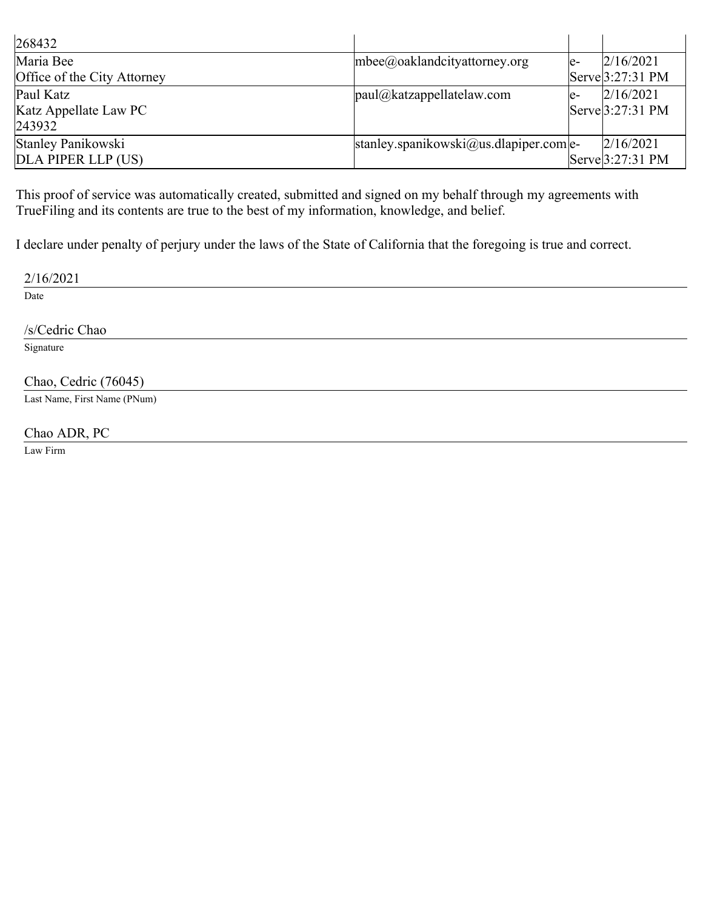| | | | |
|---|---|---|---|
| 268432 | | | |
| Maria Bee<br>Office of the City Attorney | mbee@oaklandcityattorney.org | e-Serve | 2/16/2021 3:27:31 PM |
| Paul Katz<br>Katz Appellate Law PC<br>243932 | paul@katzappellatelaw.com | e-Serve | 2/16/2021 3:27:31 PM |
| Stanley Panikowski<br>DLA PIPER LLP (US) | stanley.spanikowski@us.dlapiper.com | e-Serve | 2/16/2021 3:27:31 PM |

This proof of service was automatically created, submitted and signed on my behalf through my agreements with TrueFiling and its contents are true to the best of my information, knowledge, and belief.

I declare under penalty of perjury under the laws of the State of California that the foregoing is true and correct.

2/16/2021

Date

/s/Cedric Chao

Signature

Chao, Cedric (76045)

Last Name, First Name (PNum)

Chao ADR, PC

Law Firm